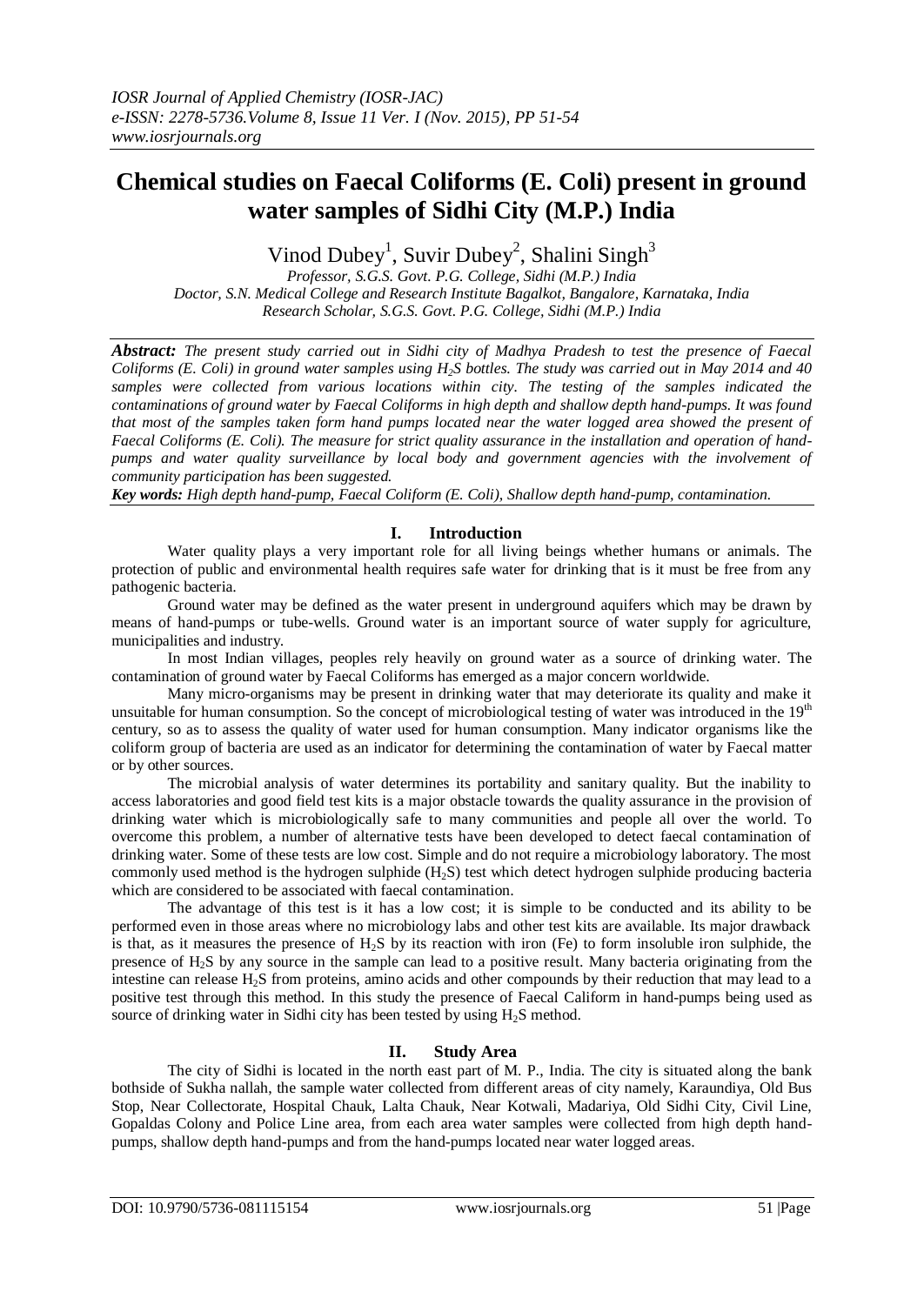# Chemical studies on Faecal Coliforms (E. Coli) present in ground water samples of Sidhi City (M.P.) India

Vinod Dubey[1], Suvir Dubey[2], Shalini Singh[3]

*Professor, S.G.S. Govt. P.G. College, Sidhi (M.P.) India*
*Doctor, S.N. Medical College and Research Institute Bagalkot, Bangalore, Karnataka, India*
*Research Scholar, S.G.S. Govt. P.G. College, Sidhi (M.P.) India*

***Abstract:*** *The present study carried out in Sidhi city of Madhya Pradesh to test the presence of Faecal Coliforms (E. Coli) in ground water samples using $H_2S$ bottles. The study was carried out in May 2014 and 40 samples were collected from various locations within city. The testing of the samples indicated the contaminations of ground water by Faecal Coliforms in high depth and shallow depth hand-pumps. It was found that most of the samples taken form hand pumps located near the water logged area showed the present of Faecal Coliforms (E. Coli). The measure for strict quality assurance in the installation and operation of hand-pumps and water quality surveillance by local body and government agencies with the involvement of community participation has been suggested.*

***Key words:*** *High depth hand-pump, Faecal Coliform (E. Coli), Shallow depth hand-pump, contamination.*

## I. Introduction

Water quality plays a very important role for all living beings whether humans or animals. The protection of public and environmental health requires safe water for drinking that is it must be free from any pathogenic bacteria.

Ground water may be defined as the water present in underground aquifers which may be drawn by means of hand-pumps or tube-wells. Ground water is an important source of water supply for agriculture, municipalities and industry.

In most Indian villages, peoples rely heavily on ground water as a source of drinking water. The contamination of ground water by Faecal Coliforms has emerged as a major concern worldwide.

Many micro-organisms may be present in drinking water that may deteriorate its quality and make it unsuitable for human consumption. So the concept of microbiological testing of water was introduced in the $19^{th}$ century, so as to assess the quality of water used for human consumption. Many indicator organisms like the coliform group of bacteria are used as an indicator for determining the contamination of water by Faecal matter or by other sources.

The microbial analysis of water determines its portability and sanitary quality. But the inability to access laboratories and good field test kits is a major obstacle towards the quality assurance in the provision of drinking water which is microbiologically safe to many communities and people all over the world. To overcome this problem, a number of alternative tests have been developed to detect faecal contamination of drinking water. Some of these tests are low cost. Simple and do not require a microbiology laboratory. The most commonly used method is the hydrogen sulphide ($H_2S$) test which detect hydrogen sulphide producing bacteria which are considered to be associated with faecal contamination.

The advantage of this test is it has a low cost; it is simple to be conducted and its ability to be performed even in those areas where no microbiology labs and other test kits are available. Its major drawback is that, as it measures the presence of $H_2S$ by its reaction with iron (Fe) to form insoluble iron sulphide, the presence of $H_2S$ by any source in the sample can lead to a positive result. Many bacteria originating from the intestine can release $H_2S$ from proteins, amino acids and other compounds by their reduction that may lead to a positive test through this method. In this study the presence of Faecal Caliform in hand-pumps being used as source of drinking water in Sidhi city has been tested by using $H_2S$ method.

## II. Study Area

The city of Sidhi is located in the north east part of M. P., India. The city is situated along the bank bothside of Sukha nallah, the sample water collected from different areas of city namely, Karaundiya, Old Bus Stop, Near Collectorate, Hospital Chauk, Lalta Chauk, Near Kotwali, Madariya, Old Sidhi City, Civil Line, Gopaldas Colony and Police Line area, from each area water samples were collected from high depth hand-pumps, shallow depth hand-pumps and from the hand-pumps located near water logged areas.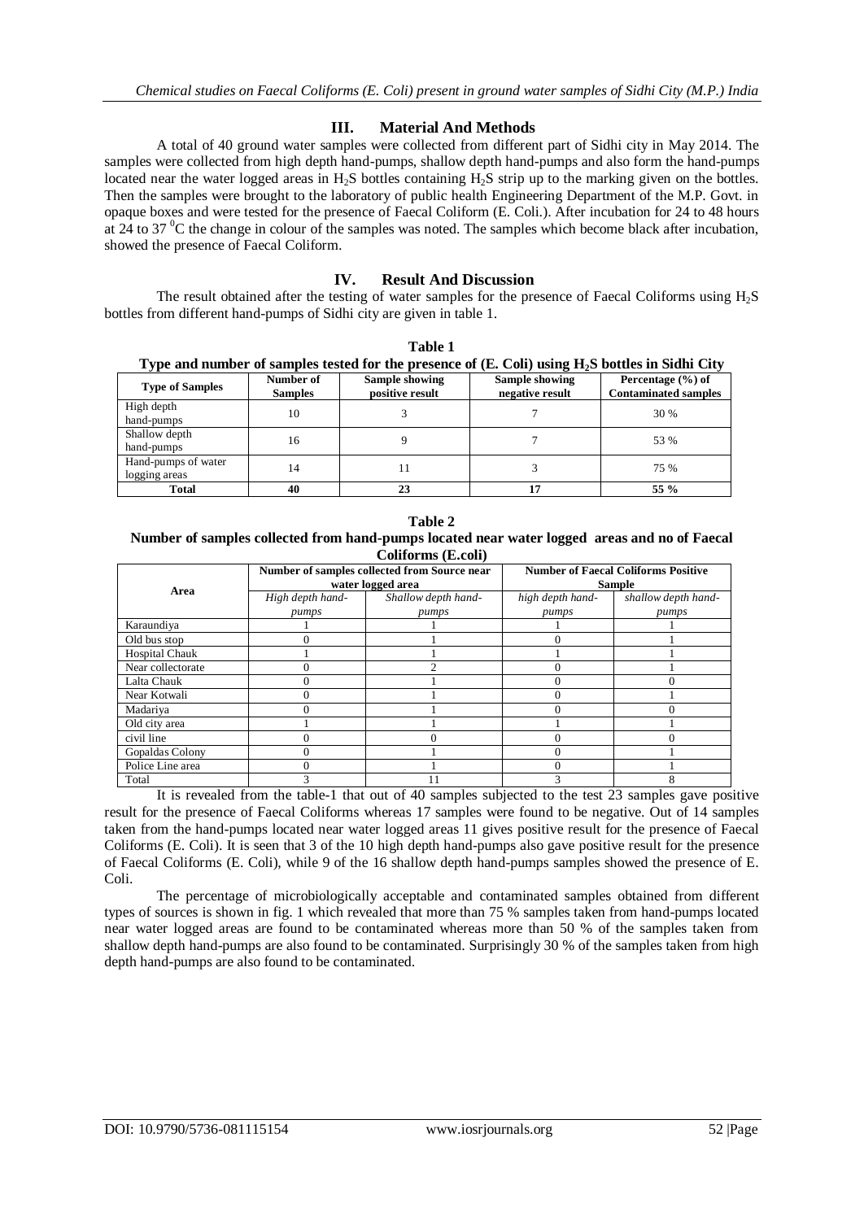## III. Material And Methods

A total of 40 ground water samples were collected from different part of Sidhi city in May 2014. The samples were collected from high depth hand-pumps, shallow depth hand-pumps and also form the hand-pumps located near the water logged areas in $H_2S$ bottles containing $H_2S$ strip up to the marking given on the bottles. Then the samples were brought to the laboratory of public health Engineering Department of the M.P. Govt. in opaque boxes and were tested for the presence of Faecal Coliform (E. Coli.). After incubation for 24 to 48 hours at 24 to 37 $^0$C the change in colour of the samples was noted. The samples which become black after incubation, showed the presence of Faecal Coliform.

## IV. Result And Discussion

The result obtained after the testing of water samples for the presence of Faecal Coliforms using $H_2S$ bottles from different hand-pumps of Sidhi city are given in table 1.

**Table 1**
**Type and number of samples tested for the presence of (E. Coli) using $H_2S$ bottles in Sidhi City**

| Type of Samples | Number of Samples | Sample showing positive result | Sample showing negative result | Percentage (%) of Contaminated samples |
|---|---|---|---|---|
| High depth hand-pumps | 10 | 3 | 7 | 30 % |
| Shallow depth hand-pumps | 16 | 9 | 7 | 53 % |
| Hand-pumps of water logging areas | 14 | 11 | 3 | 75 % |
| **Total** | **40** | **23** | **17** | **55 %** |

**Table 2**
**Number of samples collected from hand-pumps located near water logged areas and no of Faecal Coliforms (E.coli)**

| Area | Number of samples collected from Source near water logged area | | Number of Faecal Coliforms Positive Sample | |
|---|---|---|---|---|
| | *High depth hand-pumps* | *Shallow depth hand-pumps* | *high depth hand-pumps* | *shallow depth hand-pumps* |
| Karaundiya | 1 | 1 | 1 | 1 |
| Old bus stop | 0 | 1 | 0 | 1 |
| Hospital Chauk | 1 | 1 | 1 | 1 |
| Near collectorate | 0 | 2 | 0 | 1 |
| Lalta Chauk | 0 | 1 | 0 | 0 |
| Near Kotwali | 0 | 1 | 0 | 1 |
| Madariya | 0 | 1 | 0 | 0 |
| Old city area | 1 | 1 | 1 | 1 |
| civil line | 0 | 0 | 0 | 0 |
| Gopaldas Colony | 0 | 1 | 0 | 1 |
| Police Line area | 0 | 1 | 0 | 1 |
| Total | 3 | 11 | 3 | 8 |

It is revealed from the table-1 that out of 40 samples subjected to the test 23 samples gave positive result for the presence of Faecal Coliforms whereas 17 samples were found to be negative. Out of 14 samples taken from the hand-pumps located near water logged areas 11 gives positive result for the presence of Faecal Coliforms (E. Coli). It is seen that 3 of the 10 high depth hand-pumps also gave positive result for the presence of Faecal Coliforms (E. Coli), while 9 of the 16 shallow depth hand-pumps samples showed the presence of E. Coli.

The percentage of microbiologically acceptable and contaminated samples obtained from different types of sources is shown in fig. 1 which revealed that more than 75 % samples taken from hand-pumps located near water logged areas are found to be contaminated whereas more than 50 % of the samples taken from shallow depth hand-pumps are also found to be contaminated. Surprisingly 30 % of the samples taken from high depth hand-pumps are also found to be contaminated.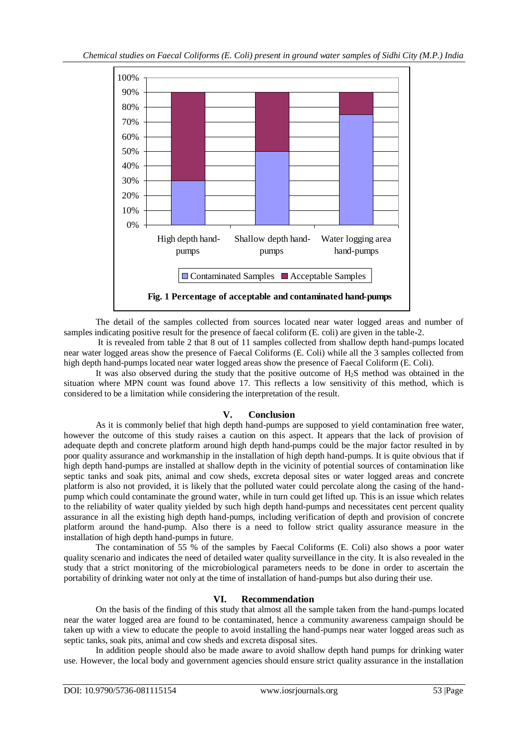Fig. 1 Percentage of acceptable and contaminated hand-pumps

The detail of the samples collected from sources located near water logged areas and number of samples indicating positive result for the presence of faecal coliform (E. coli) are given in the table-2.

It is revealed from table 2 that 8 out of 11 samples collected from shallow depth hand-pumps located near water logged areas show the presence of Faecal Coliforms (E. Coli) while all the 3 samples collected from high depth hand-pumps located near water logged areas show the presence of Faecal Coliform (E. Coli).

It was also observed during the study that the positive outcome of $H_2S$ method was obtained in the situation where MPN count was found above 17. This reflects a low sensitivity of this method, which is considered to be a limitation while considering the interpretation of the result.

## V. Conclusion

As it is commonly belief that high depth hand-pumps are supposed to yield contamination free water, however the outcome of this study raises a caution on this aspect. It appears that the lack of provision of adequate depth and concrete platform around high depth hand-pumps could be the major factor resulted in by poor quality assurance and workmanship in the installation of high depth hand-pumps. It is quite obvious that if high depth hand-pumps are installed at shallow depth in the vicinity of potential sources of contamination like septic tanks and soak pits, animal and cow sheds, excreta deposal sites or water logged areas and concrete platform is also not provided, it is likely that the polluted water could percolate along the casing of the hand-pump which could contaminate the ground water, while in turn could get lifted up. This is an issue which relates to the reliability of water quality yielded by such high depth hand-pumps and necessitates cent percent quality assurance in all the existing high depth hand-pumps, including verification of depth and provision of concrete platform around the hand-pump. Also there is a need to follow strict quality assurance measure in the installation of high depth hand-pumps in future.

The contamination of 55 % of the samples by Faecal Coliforms (E. Coli) also shows a poor water quality scenario and indicates the need of detailed water quality surveillance in the city. It is also revealed in the study that a strict monitoring of the microbiological parameters needs to be done in order to ascertain the portability of drinking water not only at the time of installation of hand-pumps but also during their use.

## VI. Recommendation

On the basis of the finding of this study that almost all the sample taken from the hand-pumps located near the water logged area are found to be contaminated, hence a community awareness campaign should be taken up with a view to educate the people to avoid installing the hand-pumps near water logged areas such as septic tanks, soak pits, animal and cow sheds and excreta disposal sites.

In addition people should also be made aware to avoid shallow depth hand pumps for drinking water use. However, the local body and government agencies should ensure strict quality assurance in the installation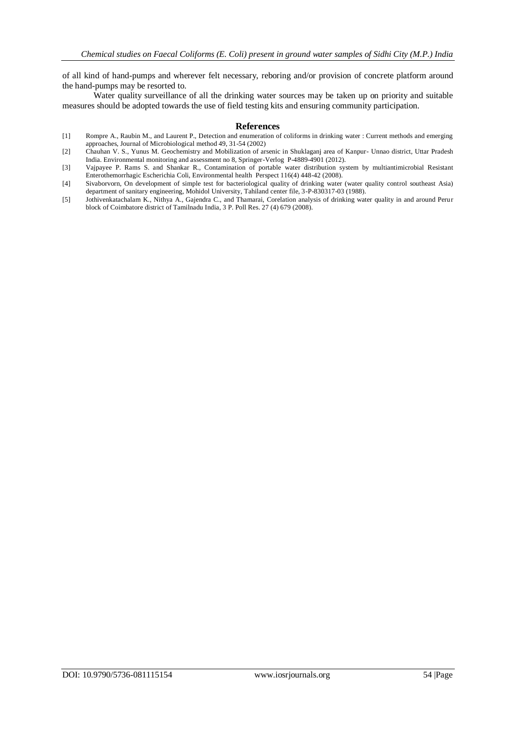of all kind of hand-pumps and wherever felt necessary, reboring and/or provision of concrete platform around the hand-pumps may be resorted to.

Water quality surveillance of all the drinking water sources may be taken up on priority and suitable measures should be adopted towards the use of field testing kits and ensuring community participation.

## References

[1] Rompre A., Raubin M., and Laurent P., Detection and enumeration of coliforms in drinking water : Current methods and emerging approaches, Journal of Microbiological method 49, 31-54 (2002)

[2] Chauhan V. S., Yunus M. Geochemistry and Mobilization of arsenic in Shuklaganj area of Kanpur- Unnao district, Uttar Pradesh India. Environmental monitoring and assessment no 8, Springer-Verlog P-4889-4901 (2012).

[3] Vajpayee P. Rams S. and Shankar R., Contamination of portable water distribution system by multiantimicrobial Resistant Enterothemorrhagic Escherichia Coli, Environmental health Perspect 116(4) 448-42 (2008).

[4] Sivaborvorn, On development of simple test for bacteriological quality of drinking water (water quality control southeast Asia) department of sanitary engineering, Mohidol University, Tahiland center file, 3-P-830317-03 (1988).

[5] Jothivenkatachalam K., Nithya A., Gajendra C., and Thamarai, Corelation analysis of drinking water quality in and around Perur block of Coimbatore district of Tamilnadu India, 3 P. Poll Res. 27 (4) 679 (2008).